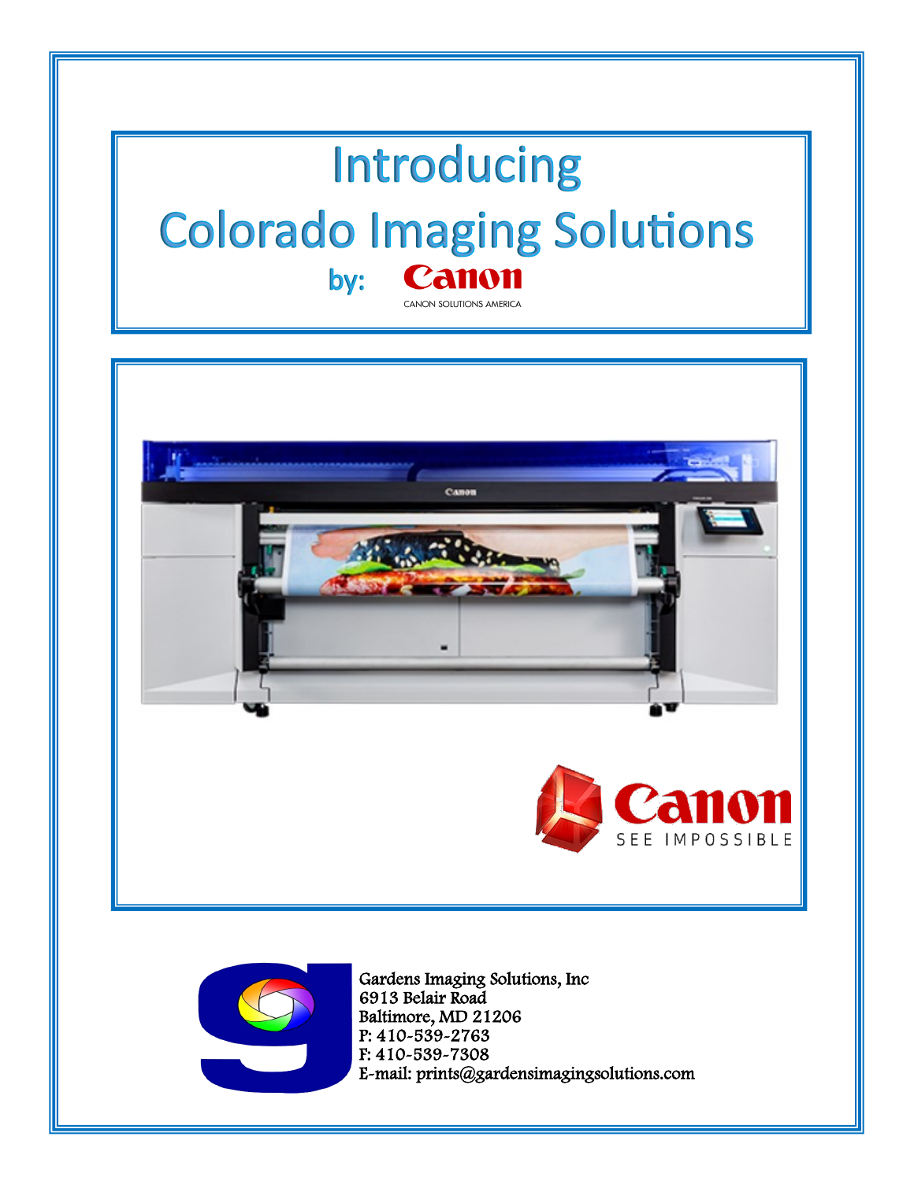# Introducing
# Colorado Imaging Solutions

**by:** Canon

CANON SOLUTIONS AMERICA

Canon SEE IMPOSSIBLE

Gardens Imaging Solutions, Inc
6913 Belair Road
Baltimore, MD 21206
P: 410-539-2763
F: 410-539-7308
E-mail: prints@gardensimagingsolutions.com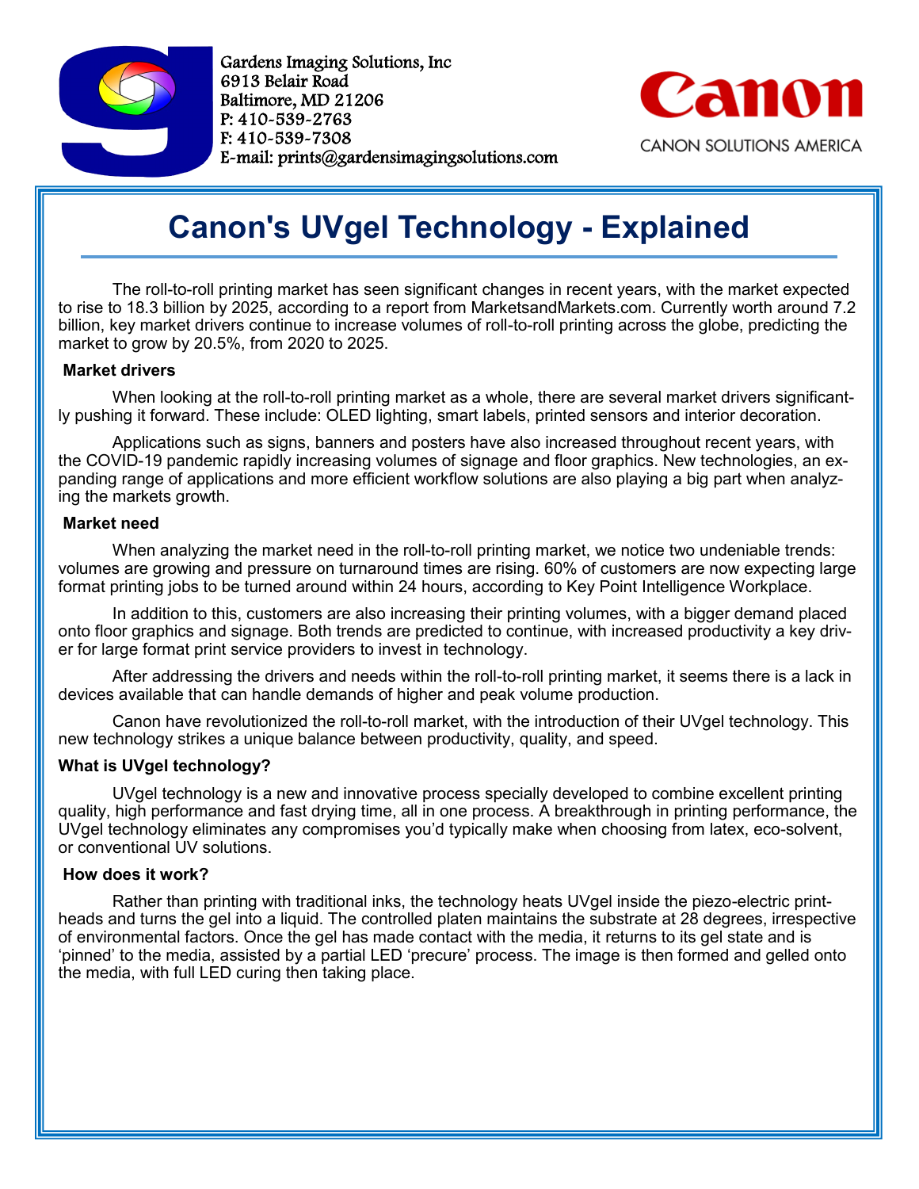Gardens Imaging Solutions, Inc
6913 Belair Road
Baltimore, MD 21206
P: 410-539-2763
F: 410-539-7308
E-mail: prints@gardensimagingsolutions.com

CANON SOLUTIONS AMERICA

# Canon's UVgel Technology - Explained

The roll-to-roll printing market has seen significant changes in recent years, with the market expected to rise to 18.3 billion by 2025, according to a report from MarketsandMarkets.com. Currently worth around 7.2 billion, key market drivers continue to increase volumes of roll-to-roll printing across the globe, predicting the market to grow by 20.5%, from 2020 to 2025.

**Market drivers**

When looking at the roll-to-roll printing market as a whole, there are several market drivers significantly pushing it forward. These include: OLED lighting, smart labels, printed sensors and interior decoration.

Applications such as signs, banners and posters have also increased throughout recent years, with the COVID-19 pandemic rapidly increasing volumes of signage and floor graphics. New technologies, an expanding range of applications and more efficient workflow solutions are also playing a big part when analyzing the markets growth.

**Market need**

When analyzing the market need in the roll-to-roll printing market, we notice two undeniable trends: volumes are growing and pressure on turnaround times are rising. 60% of customers are now expecting large format printing jobs to be turned around within 24 hours, according to Key Point Intelligence Workplace.

In addition to this, customers are also increasing their printing volumes, with a bigger demand placed onto floor graphics and signage. Both trends are predicted to continue, with increased productivity a key driver for large format print service providers to invest in technology.

After addressing the drivers and needs within the roll-to-roll printing market, it seems there is a lack in devices available that can handle demands of higher and peak volume production.

Canon have revolutionized the roll-to-roll market, with the introduction of their UVgel technology. This new technology strikes a unique balance between productivity, quality, and speed.

**What is UVgel technology?**

UVgel technology is a new and innovative process specially developed to combine excellent printing quality, high performance and fast drying time, all in one process. A breakthrough in printing performance, the UVgel technology eliminates any compromises you'd typically make when choosing from latex, eco-solvent, or conventional UV solutions.

**How does it work?**

Rather than printing with traditional inks, the technology heats UVgel inside the piezo-electric printheads and turns the gel into a liquid. The controlled platen maintains the substrate at 28 degrees, irrespective of environmental factors. Once the gel has made contact with the media, it returns to its gel state and is 'pinned' to the media, assisted by a partial LED 'precure' process. The image is then formed and gelled onto the media, with full LED curing then taking place.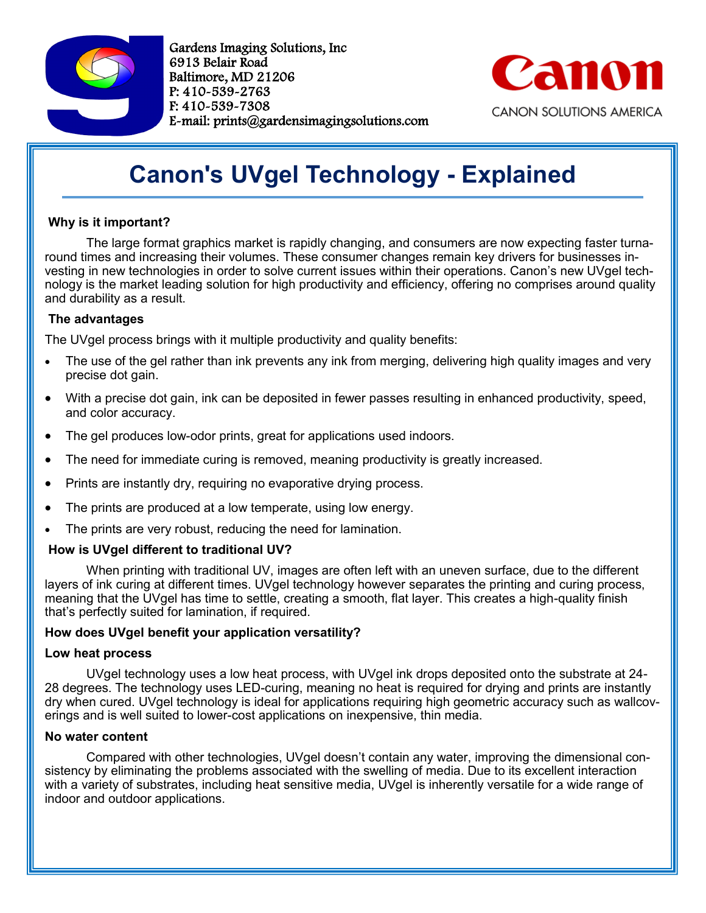Gardens Imaging Solutions, Inc
6913 Belair Road
Baltimore, MD 21206
P: 410-539-2763
F: 410-539-7308
E-mail: prints@gardensimagingsolutions.com

CANON SOLUTIONS AMERICA

# Canon's UVgel Technology - Explained

**Why is it important?**

The large format graphics market is rapidly changing, and consumers are now expecting faster turnaround times and increasing their volumes. These consumer changes remain key drivers for businesses investing in new technologies in order to solve current issues within their operations. Canon's new UVgel technology is the market leading solution for high productivity and efficiency, offering no comprises around quality and durability as a result.

**The advantages**

The UVgel process brings with it multiple productivity and quality benefits:

- The use of the gel rather than ink prevents any ink from merging, delivering high quality images and very precise dot gain.
- With a precise dot gain, ink can be deposited in fewer passes resulting in enhanced productivity, speed, and color accuracy.
- The gel produces low-odor prints, great for applications used indoors.
- The need for immediate curing is removed, meaning productivity is greatly increased.
- Prints are instantly dry, requiring no evaporative drying process.
- The prints are produced at a low temperate, using low energy.
- The prints are very robust, reducing the need for lamination.

**How is UVgel different to traditional UV?**

When printing with traditional UV, images are often left with an uneven surface, due to the different layers of ink curing at different times. UVgel technology however separates the printing and curing process, meaning that the UVgel has time to settle, creating a smooth, flat layer. This creates a high-quality finish that's perfectly suited for lamination, if required.

**How does UVgel benefit your application versatility?**

**Low heat process**

UVgel technology uses a low heat process, with UVgel ink drops deposited onto the substrate at 24-28 degrees. The technology uses LED-curing, meaning no heat is required for drying and prints are instantly dry when cured. UVgel technology is ideal for applications requiring high geometric accuracy such as wallcoverings and is well suited to lower-cost applications on inexpensive, thin media.

**No water content**

Compared with other technologies, UVgel doesn't contain any water, improving the dimensional consistency by eliminating the problems associated with the swelling of media. Due to its excellent interaction with a variety of substrates, including heat sensitive media, UVgel is inherently versatile for a wide range of indoor and outdoor applications.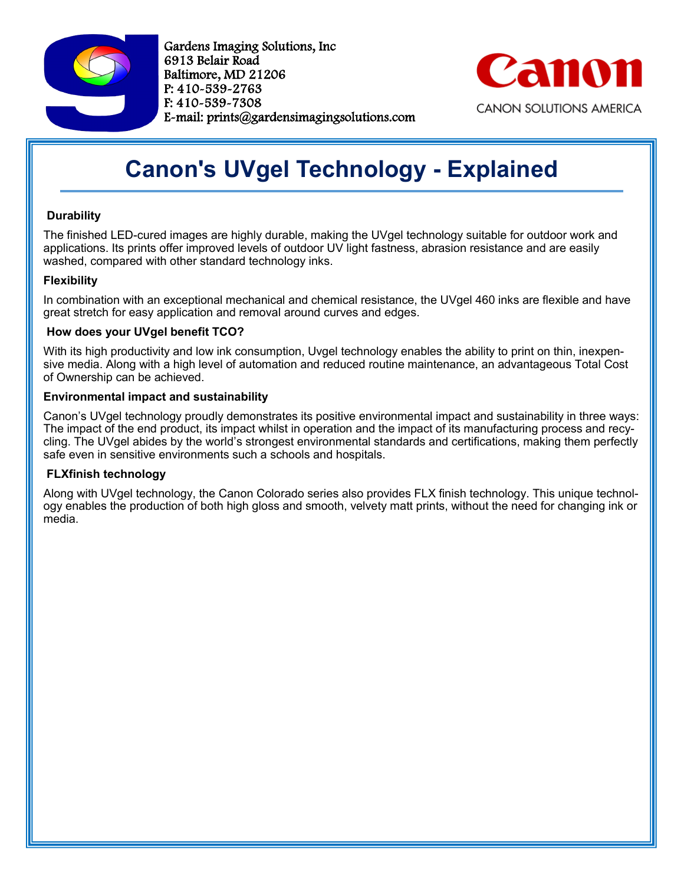Gardens Imaging Solutions, Inc
6913 Belair Road
Baltimore, MD 21206
P: 410-539-2763
F: 410-539-7308
E-mail: prints@gardensimagingsolutions.com

CANON SOLUTIONS AMERICA

# Canon's UVgel Technology - Explained

### Durability

The finished LED-cured images are highly durable, making the UVgel technology suitable for outdoor work and applications. Its prints offer improved levels of outdoor UV light fastness, abrasion resistance and are easily washed, compared with other standard technology inks.

### Flexibility

In combination with an exceptional mechanical and chemical resistance, the UVgel 460 inks are flexible and have great stretch for easy application and removal around curves and edges.

### How does your UVgel benefit TCO?

With its high productivity and low ink consumption, Uvgel technology enables the ability to print on thin, inexpensive media. Along with a high level of automation and reduced routine maintenance, an advantageous Total Cost of Ownership can be achieved.

### Environmental impact and sustainability

Canon's UVgel technology proudly demonstrates its positive environmental impact and sustainability in three ways: The impact of the end product, its impact whilst in operation and the impact of its manufacturing process and recycling. The UVgel abides by the world's strongest environmental standards and certifications, making them perfectly safe even in sensitive environments such a schools and hospitals.

### FLXfinish technology

Along with UVgel technology, the Canon Colorado series also provides FLX finish technology. This unique technology enables the production of both high gloss and smooth, velvety matt prints, without the need for changing ink or media.